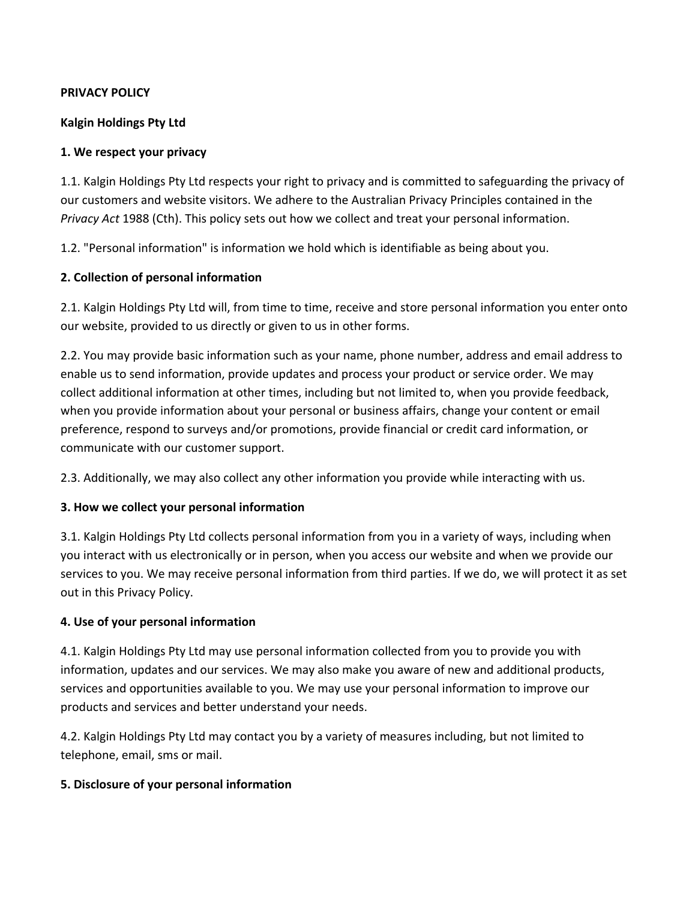**PRIVACY POLICY**

**Kalgin Holdings Pty Ltd**

**1. We respect your privacy**

1.1. Kalgin Holdings Pty Ltd respects your right to privacy and is committed to safeguarding the privacy of our customers and website visitors. We adhere to the Australian Privacy Principles contained in the *Privacy Act* 1988 (Cth). This policy sets out how we collect and treat your personal information.

1.2. "Personal information" is information we hold which is identifiable as being about you.

**2. Collection of personal information**

2.1. Kalgin Holdings Pty Ltd will, from time to time, receive and store personal information you enter onto our website, provided to us directly or given to us in other forms.

2.2. You may provide basic information such as your name, phone number, address and email address to enable us to send information, provide updates and process your product or service order. We may collect additional information at other times, including but not limited to, when you provide feedback, when you provide information about your personal or business affairs, change your content or email preference, respond to surveys and/or promotions, provide financial or credit card information, or communicate with our customer support.

2.3. Additionally, we may also collect any other information you provide while interacting with us.

**3. How we collect your personal information**

3.1. Kalgin Holdings Pty Ltd collects personal information from you in a variety of ways, including when you interact with us electronically or in person, when you access our website and when we provide our services to you. We may receive personal information from third parties. If we do, we will protect it as set out in this Privacy Policy.

**4. Use of your personal information**

4.1. Kalgin Holdings Pty Ltd may use personal information collected from you to provide you with information, updates and our services. We may also make you aware of new and additional products, services and opportunities available to you. We may use your personal information to improve our products and services and better understand your needs.

4.2. Kalgin Holdings Pty Ltd may contact you by a variety of measures including, but not limited to telephone, email, sms or mail.

**5. Disclosure of your personal information**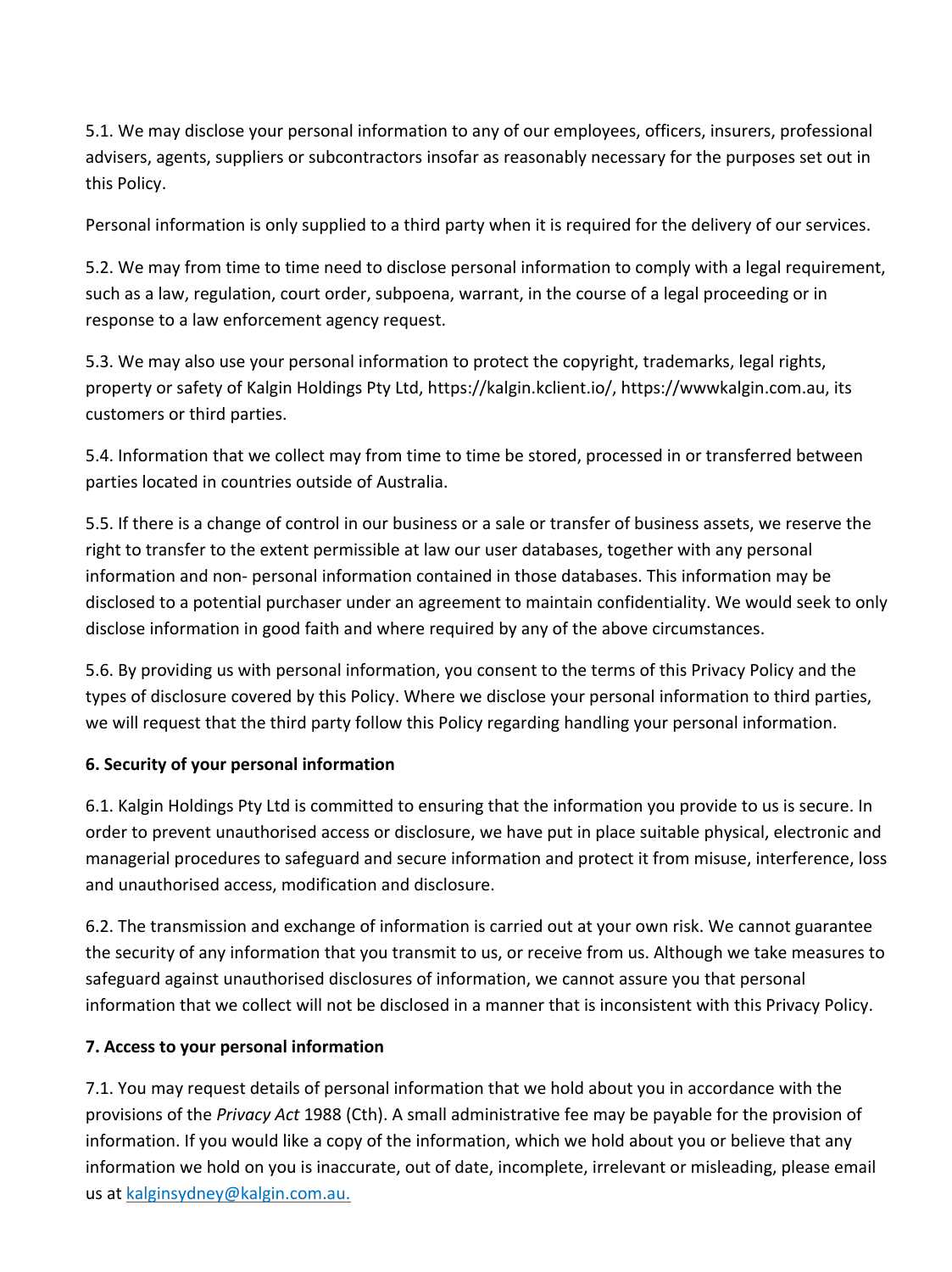5.1. We may disclose your personal information to any of our employees, officers, insurers, professional advisers, agents, suppliers or subcontractors insofar as reasonably necessary for the purposes set out in this Policy.

Personal information is only supplied to a third party when it is required for the delivery of our services.

5.2. We may from time to time need to disclose personal information to comply with a legal requirement, such as a law, regulation, court order, subpoena, warrant, in the course of a legal proceeding or in response to a law enforcement agency request.

5.3. We may also use your personal information to protect the copyright, trademarks, legal rights, property or safety of Kalgin Holdings Pty Ltd, https://kalgin.kclient.io/, https://wwwkalgin.com.au, its customers or third parties.

5.4. Information that we collect may from time to time be stored, processed in or transferred between parties located in countries outside of Australia.

5.5. If there is a change of control in our business or a sale or transfer of business assets, we reserve the right to transfer to the extent permissible at law our user databases, together with any personal information and non- personal information contained in those databases. This information may be disclosed to a potential purchaser under an agreement to maintain confidentiality. We would seek to only disclose information in good faith and where required by any of the above circumstances.

5.6. By providing us with personal information, you consent to the terms of this Privacy Policy and the types of disclosure covered by this Policy. Where we disclose your personal information to third parties, we will request that the third party follow this Policy regarding handling your personal information.

**6. Security of your personal information**

6.1. Kalgin Holdings Pty Ltd is committed to ensuring that the information you provide to us is secure. In order to prevent unauthorised access or disclosure, we have put in place suitable physical, electronic and managerial procedures to safeguard and secure information and protect it from misuse, interference, loss and unauthorised access, modification and disclosure.

6.2. The transmission and exchange of information is carried out at your own risk. We cannot guarantee the security of any information that you transmit to us, or receive from us. Although we take measures to safeguard against unauthorised disclosures of information, we cannot assure you that personal information that we collect will not be disclosed in a manner that is inconsistent with this Privacy Policy.

**7. Access to your personal information**

7.1. You may request details of personal information that we hold about you in accordance with the provisions of the *Privacy Act* 1988 (Cth). A small administrative fee may be payable for the provision of information. If you would like a copy of the information, which we hold about you or believe that any information we hold on you is inaccurate, out of date, incomplete, irrelevant or misleading, please email us at kalginsydney@kalgin.com.au.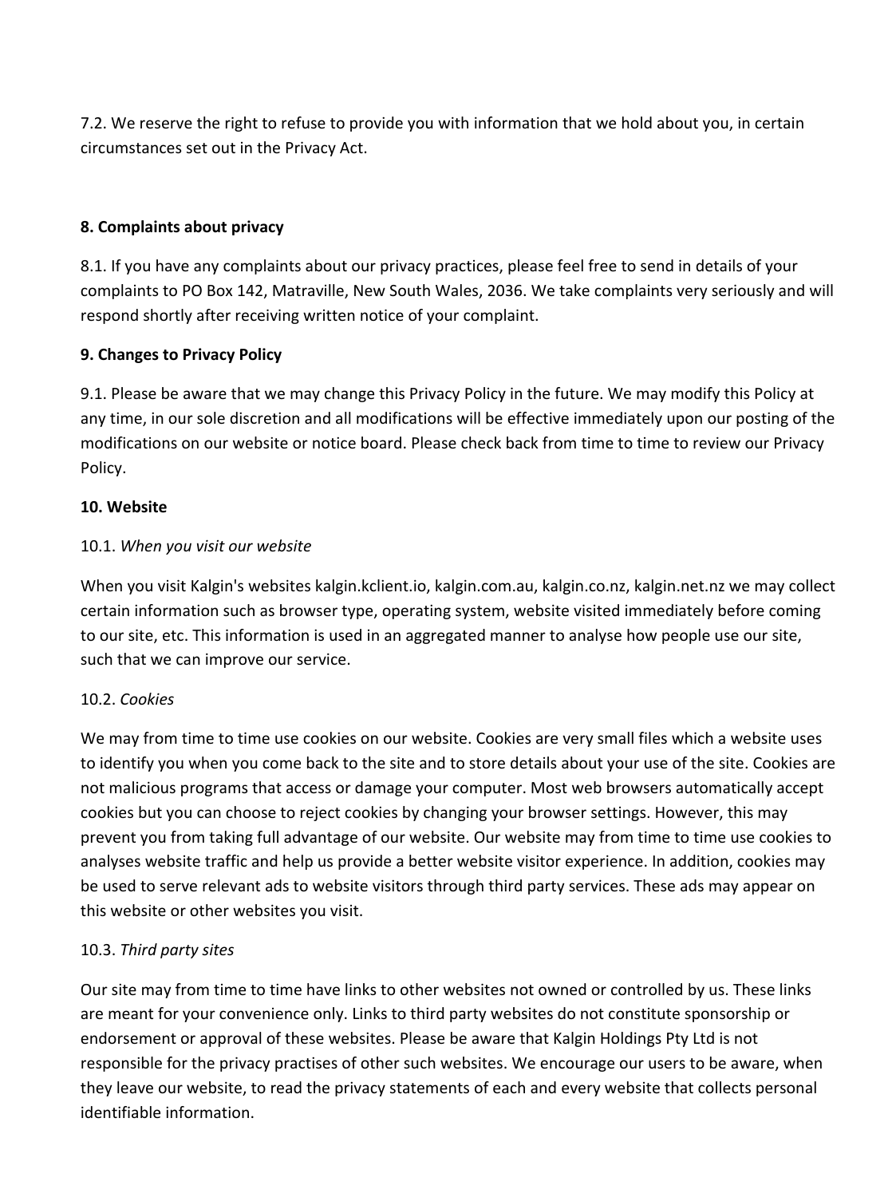7.2. We reserve the right to refuse to provide you with information that we hold about you, in certain circumstances set out in the Privacy Act.

**8. Complaints about privacy**

8.1. If you have any complaints about our privacy practices, please feel free to send in details of your complaints to PO Box 142, Matraville, New South Wales, 2036. We take complaints very seriously and will respond shortly after receiving written notice of your complaint.

**9. Changes to Privacy Policy**

9.1. Please be aware that we may change this Privacy Policy in the future. We may modify this Policy at any time, in our sole discretion and all modifications will be effective immediately upon our posting of the modifications on our website or notice board. Please check back from time to time to review our Privacy Policy.

**10. Website**

10.1. *When you visit our website*

When you visit Kalgin's websites kalgin.kclient.io, kalgin.com.au, kalgin.co.nz, kalgin.net.nz we may collect certain information such as browser type, operating system, website visited immediately before coming to our site, etc. This information is used in an aggregated manner to analyse how people use our site, such that we can improve our service.

10.2. *Cookies*

We may from time to time use cookies on our website. Cookies are very small files which a website uses to identify you when you come back to the site and to store details about your use of the site. Cookies are not malicious programs that access or damage your computer. Most web browsers automatically accept cookies but you can choose to reject cookies by changing your browser settings. However, this may prevent you from taking full advantage of our website. Our website may from time to time use cookies to analyses website traffic and help us provide a better website visitor experience. In addition, cookies may be used to serve relevant ads to website visitors through third party services. These ads may appear on this website or other websites you visit.

10.3. *Third party sites*

Our site may from time to time have links to other websites not owned or controlled by us. These links are meant for your convenience only. Links to third party websites do not constitute sponsorship or endorsement or approval of these websites. Please be aware that Kalgin Holdings Pty Ltd is not responsible for the privacy practises of other such websites. We encourage our users to be aware, when they leave our website, to read the privacy statements of each and every website that collects personal identifiable information.